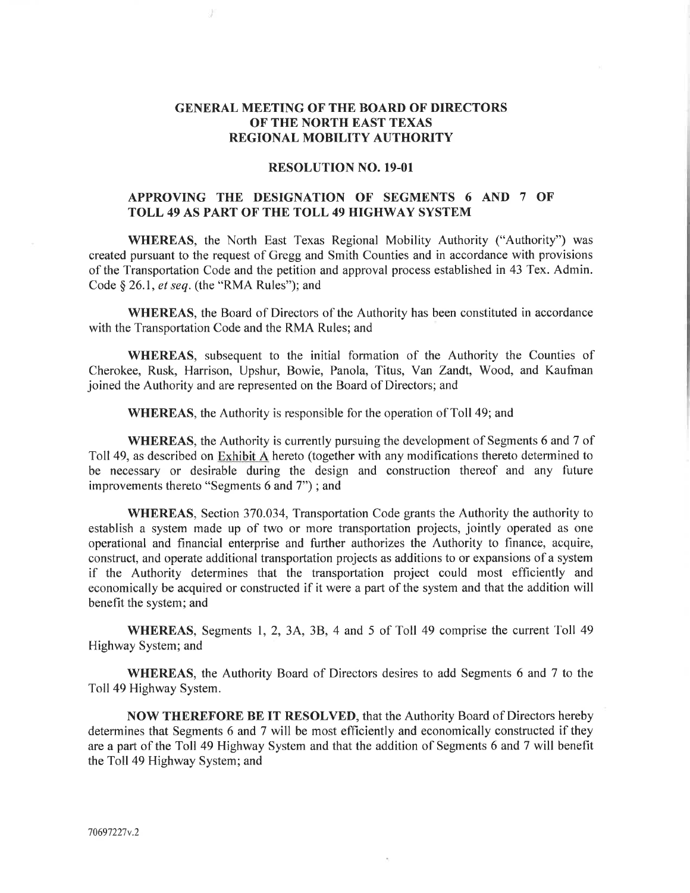# GENERAL MEETING OF THE BOARD OF DIRECTORS OF THE NORTH EAST TEXAS REGIONAL MOBILITY AUTHORITY

## RESOLUTION NO. 19-01

## APPROVING THE DESIGNATION OF SEGMENTS 6 AND 7 OF TOLL 49 AS PART OF THE TOLL 49 HIGHWAY SYSTEM

**WHEREAS**, the North East Texas Regional Mobility Authority ("Authority") was created pursuant to the request of Gregg and Smith Counties and in accordance with provisions of the Transportation Code and the petition and approval process established in 43 Tex. Admin. Code § 26.1, *et seq.* (the "RMA Rules"); and

**WHEREAS**, the Board of Directors of the Authority has been constituted in accordance with the Transportation Code and the RMA Rules; and

**WHEREAS**, subsequent to the initial formation of the Authority the Counties of Cherokee, Rusk, Harrison, Upshur, Bowie, Panola, Titus, Van Zandt, Wood, and Kaufman joined the Authority and are represented on the Board of Directors; and

**WHEREAS**, the Authority is responsible for the operation of Toll 49; and

**WHEREAS**, the Authority is currently pursuing the development of Segments 6 and 7 of Toll 49, as described on Exhibit A hereto (together with any modifications thereto determined to be necessary or desirable during the design and construction thereof and any future improvements thereto "Segments 6 and 7") ; and

**WHEREAS**, Section 370.034, Transportation Code grants the Authority the authority to establish a system made up of two or more transportation projects, jointly operated as one operational and financial enterprise and further authorizes the Authority to finance, acquire, construct, and operate additional transportation projects as additions to or expansions of a system if the Authority determines that the transportation project could most efficiently and economically be acquired or constructed if it were a part of the system and that the addition will benefit the system; and

**WHEREAS**, Segments 1, 2, 3A, 3B, 4 and 5 of Toll 49 comprise the current Toll 49 Highway System; and

**WHEREAS**, the Authority Board of Directors desires to add Segments 6 and 7 to the Toll 49 Highway System.

**NOW THEREFORE BE IT RESOLVED**, that the Authority Board of Directors hereby determines that Segments 6 and 7 will be most efficiently and economically constructed if they are a part of the Toll 49 Highway System and that the addition of Segments 6 and 7 will benefit the Toll 49 Highway System; and

70697227v.2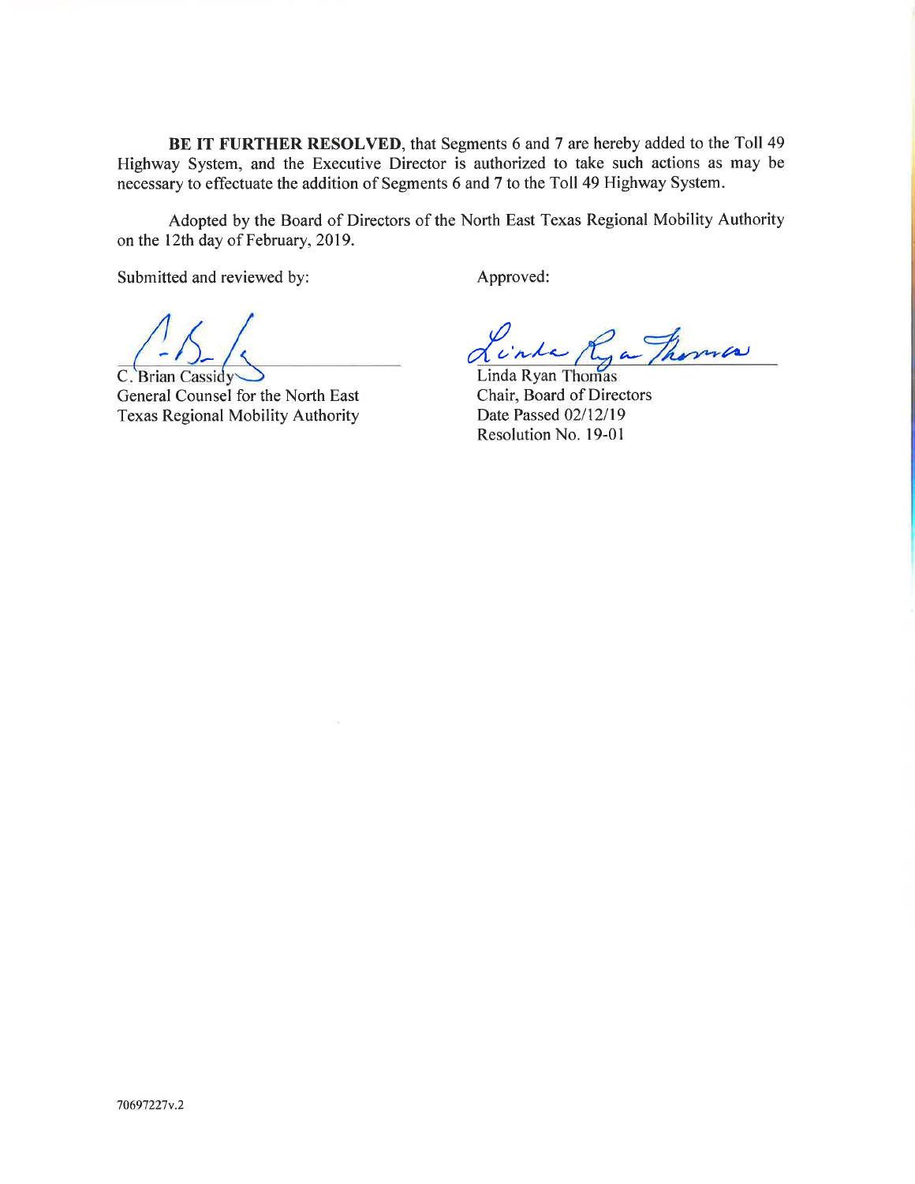**BE IT FURTHER RESOLVED**, that Segments 6 and 7 are hereby added to the Toll 49 Highway System, and the Executive Director is authorized to take such actions as may be necessary to effectuate the addition of Segments 6 and 7 to the Toll 49 Highway System.

Adopted by the Board of Directors of the North East Texas Regional Mobility Authority on the 12th day of February, 2019.

Submitted and reviewed by:

C. Brian Cassidy
General Counsel for the North East Texas Regional Mobility Authority

Approved:

Linda Ryan Thomas
Chair, Board of Directors
Date Passed 02/12/19
Resolution No. 19-01

70697227v.2